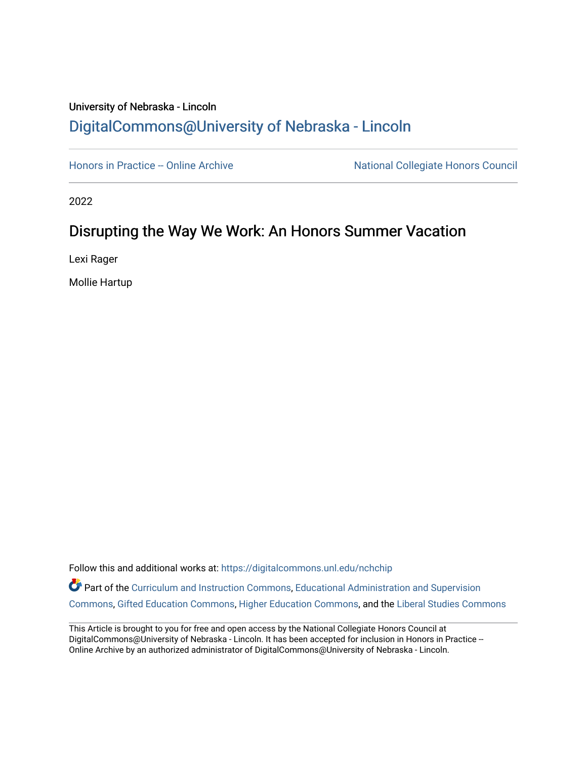University of Nebraska - Lincoln

## DigitalCommons@University of Nebraska - Lincoln

Honors in Practice -- Online Archive

National Collegiate Honors Council

2022

# Disrupting the Way We Work: An Honors Summer Vacation

Lexi Rager

Mollie Hartup

Follow this and additional works at: https://digitalcommons.unl.edu/nchchip

Part of the Curriculum and Instruction Commons, Educational Administration and Supervision Commons, Gifted Education Commons, Higher Education Commons, and the Liberal Studies Commons

This Article is brought to you for free and open access by the National Collegiate Honors Council at DigitalCommons@University of Nebraska - Lincoln. It has been accepted for inclusion in Honors in Practice -- Online Archive by an authorized administrator of DigitalCommons@University of Nebraska - Lincoln.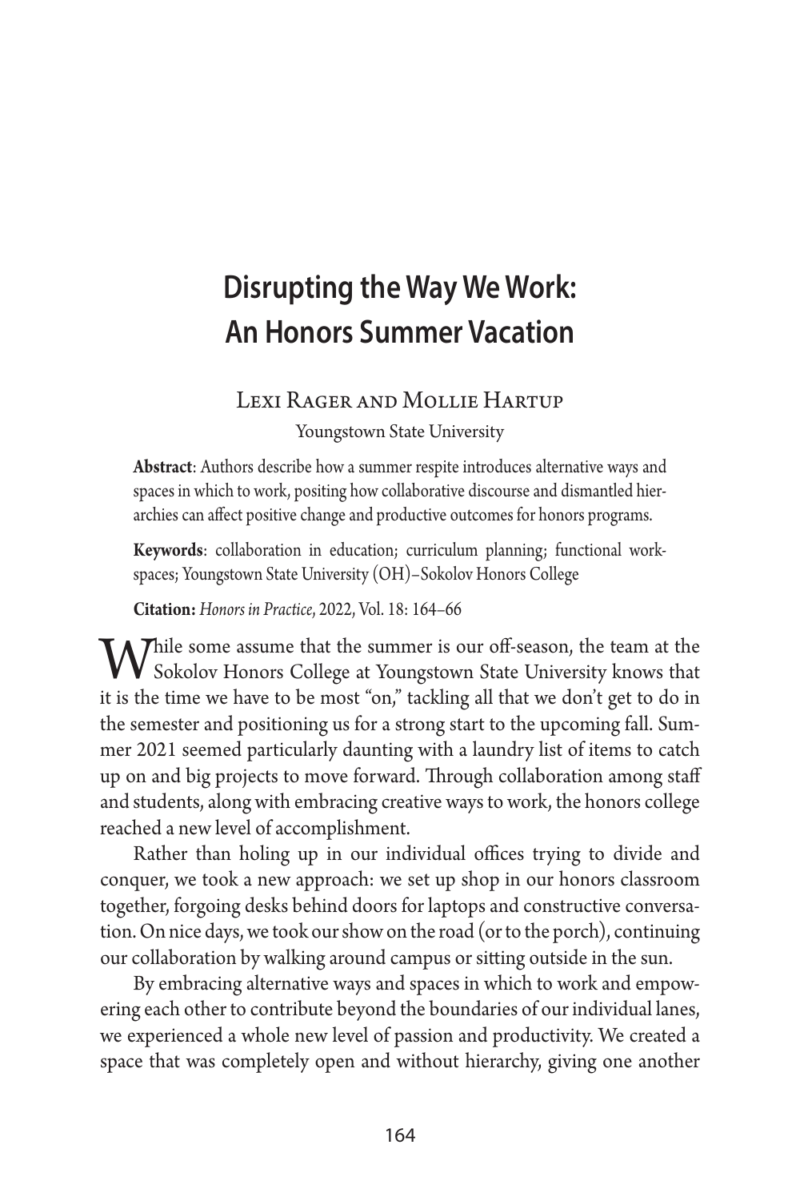# Disrupting the Way We Work: An Honors Summer Vacation

Lexi Rager and Mollie Hartup

Youngstown State University

**Abstract**: Authors describe how a summer respite introduces alternative ways and spaces in which to work, positing how collaborative discourse and dismantled hierarchies can affect positive change and productive outcomes for honors programs.

**Keywords**: collaboration in education; curriculum planning; functional workspaces; Youngstown State University (OH)–Sokolov Honors College

**Citation:** *Honors in Practice*, 2022, Vol. 18: 164–66

While some assume that the summer is our off-season, the team at the Sokolov Honors College at Youngstown State University knows that it is the time we have to be most "on," tackling all that we don't get to do in the semester and positioning us for a strong start to the upcoming fall. Summer 2021 seemed particularly daunting with a laundry list of items to catch up on and big projects to move forward. Through collaboration among staff and students, along with embracing creative ways to work, the honors college reached a new level of accomplishment.

Rather than holing up in our individual offices trying to divide and conquer, we took a new approach: we set up shop in our honors classroom together, forgoing desks behind doors for laptops and constructive conversation. On nice days, we took our show on the road (or to the porch), continuing our collaboration by walking around campus or sitting outside in the sun.

By embracing alternative ways and spaces in which to work and empowering each other to contribute beyond the boundaries of our individual lanes, we experienced a whole new level of passion and productivity. We created a space that was completely open and without hierarchy, giving one another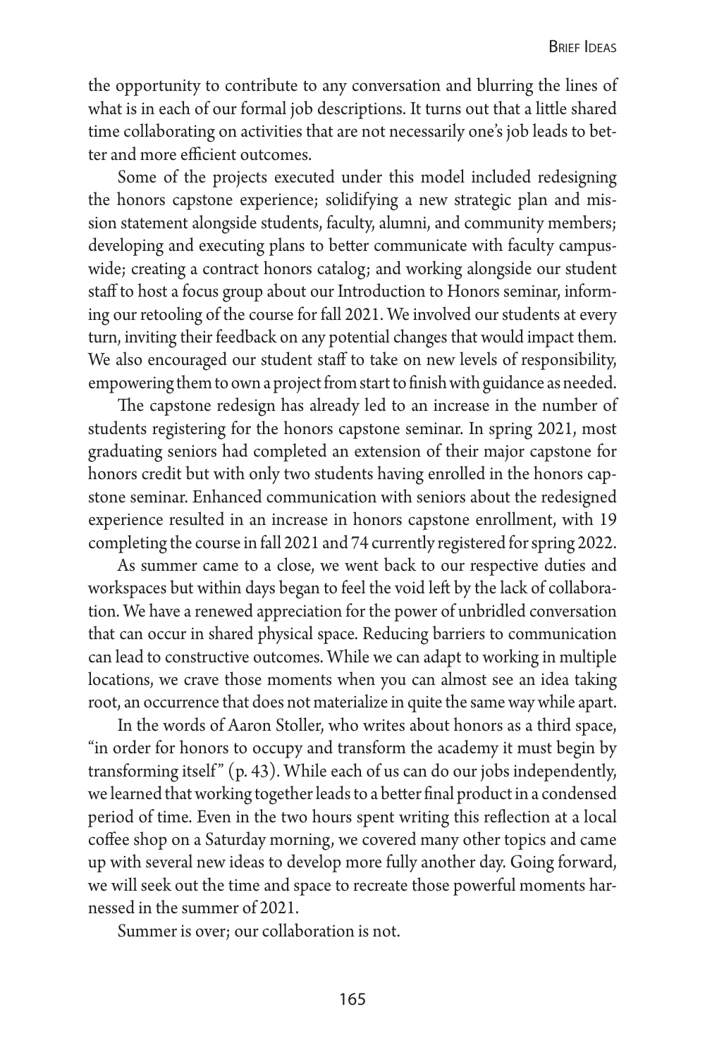the opportunity to contribute to any conversation and blurring the lines of what is in each of our formal job descriptions. It turns out that a little shared time collaborating on activities that are not necessarily one's job leads to better and more efficient outcomes.

Some of the projects executed under this model included redesigning the honors capstone experience; solidifying a new strategic plan and mission statement alongside students, faculty, alumni, and community members; developing and executing plans to better communicate with faculty campuswide; creating a contract honors catalog; and working alongside our student staff to host a focus group about our Introduction to Honors seminar, informing our retooling of the course for fall 2021. We involved our students at every turn, inviting their feedback on any potential changes that would impact them. We also encouraged our student staff to take on new levels of responsibility, empowering them to own a project from start to finish with guidance as needed.

The capstone redesign has already led to an increase in the number of students registering for the honors capstone seminar. In spring 2021, most graduating seniors had completed an extension of their major capstone for honors credit but with only two students having enrolled in the honors capstone seminar. Enhanced communication with seniors about the redesigned experience resulted in an increase in honors capstone enrollment, with 19 completing the course in fall 2021 and 74 currently registered for spring 2022.

As summer came to a close, we went back to our respective duties and workspaces but within days began to feel the void left by the lack of collaboration. We have a renewed appreciation for the power of unbridled conversation that can occur in shared physical space. Reducing barriers to communication can lead to constructive outcomes. While we can adapt to working in multiple locations, we crave those moments when you can almost see an idea taking root, an occurrence that does not materialize in quite the same way while apart.

In the words of Aaron Stoller, who writes about honors as a third space, "in order for honors to occupy and transform the academy it must begin by transforming itself" (p. 43). While each of us can do our jobs independently, we learned that working together leads to a better final product in a condensed period of time. Even in the two hours spent writing this reflection at a local coffee shop on a Saturday morning, we covered many other topics and came up with several new ideas to develop more fully another day. Going forward, we will seek out the time and space to recreate those powerful moments harnessed in the summer of 2021.

Summer is over; our collaboration is not.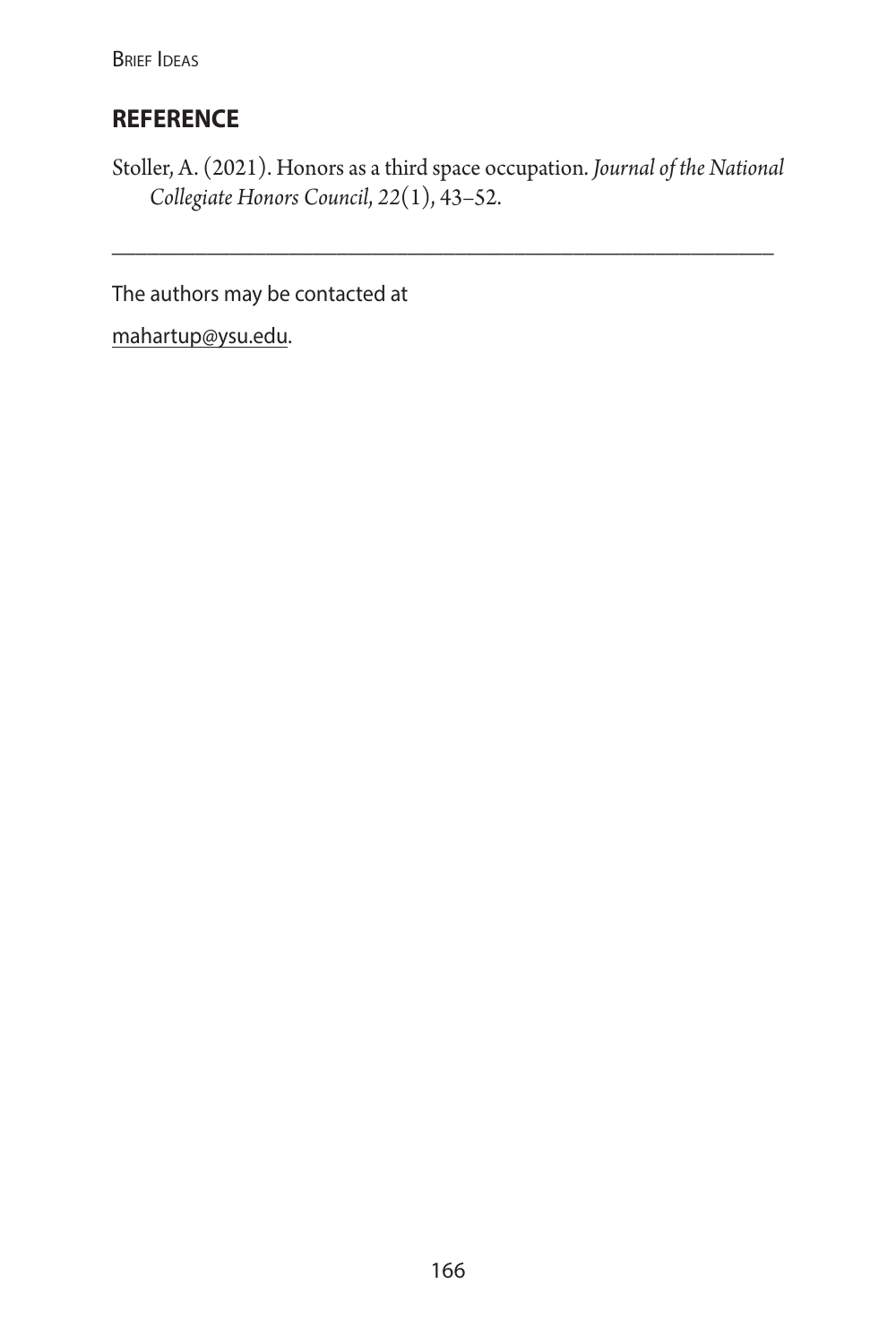## REFERENCE

Stoller, A. (2021). Honors as a third space occupation. *Journal of the National Collegiate Honors Council, 22*(1), 43–52.

---

The authors may be contacted at

mahartup@ysu.edu.